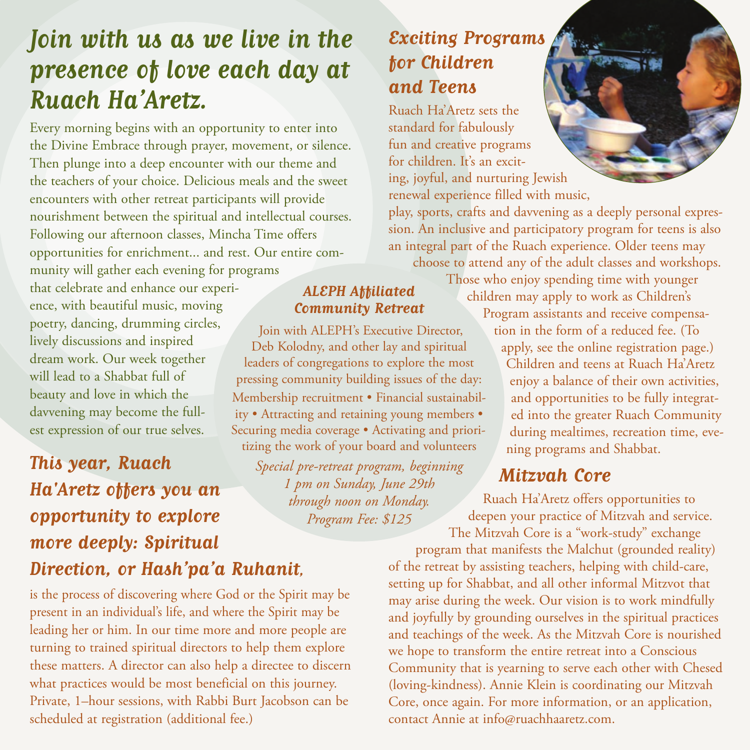# Join with us as we live in the presence of love each day at Ruach Ha'Aretz.

Every morning begins with an opportunity to enter into the Divine Embrace through prayer, movement, or silence. Then plunge into a deep encounter with our theme and the teachers of your choice. Delicious meals and the sweet encounters with other retreat participants will provide nourishment between the spiritual and intellectual courses. Following our afternoon classes, Mincha Time offers opportunities for enrichment... and rest. Our entire community will gather each evening for programs that celebrate and enhance our experience, with beautiful music, moving poetry, dancing, drumming circles, lively discussions and inspired dream work. Our week together will lead to a Shabbat full of beauty and love in which the davvening may become the fullest expression of our true selves.

## This year, Ruach Ha'Aretz offers you an opportunity to explore more deeply: Spiritual Direction, or Hash'pa'a Ruhanit,

is the process of discovering where God or the Spirit may be present in an individual's life, and where the Spirit may be leading her or him. In our time more and more people are turning to trained spiritual directors to help them explore these matters. A director can also help a directee to discern what practices would be most beneficial on this journey. Private, 1–hour sessions, with Rabbi Burt Jacobson can be scheduled at registration (additional fee.)

### ALEPH Affiliated Community Retreat

Join with ALEPH's Executive Director, Deb Kolodny, and other lay and spiritual leaders of congregations to explore the most pressing community building issues of the day: Membership recruitment • Financial sustainability • Attracting and retaining young members • Securing media coverage • Activating and prioritizing the work of your board and volunteers

*Special pre-retreat program, beginning 1 pm on Sunday, June 29th through noon on Monday. Program Fee: $125*

## Exciting Programs for Children and Teens

Ruach Ha'Aretz sets the standard for fabulously fun and creative programs for children. It's an exciting, joyful, and nurturing Jewish renewal experience filled with music, play, sports, crafts and davvening as a deeply personal expression. An inclusive and participatory program for teens is also an integral part of the Ruach experience. Older teens may choose to attend any of the adult classes and workshops. Those who enjoy spending time with younger children may apply to work as Children's Program assistants and receive compensation in the form of a reduced fee. (To apply, see the online registration page.) Children and teens at Ruach Ha'Aretz enjoy a balance of their own activities, and opportunities to be fully integrated into the greater Ruach Community during mealtimes, recreation time, evening programs and Shabbat.

## Mitzvah Core

Ruach Ha'Aretz offers opportunities to deepen your practice of Mitzvah and service. The Mitzvah Core is a "work-study" exchange program that manifests the Malchut (grounded reality) of the retreat by assisting teachers, helping with child-care, setting up for Shabbat, and all other informal Mitzvot that may arise during the week. Our vision is to work mindfully and joyfully by grounding ourselves in the spiritual practices and teachings of the week. As the Mitzvah Core is nourished we hope to transform the entire retreat into a Conscious Community that is yearning to serve each other with Chesed (loving-kindness). Annie Klein is coordinating our Mitzvah Core, once again. For more information, or an application, contact Annie at info@ruachhaaretz.com.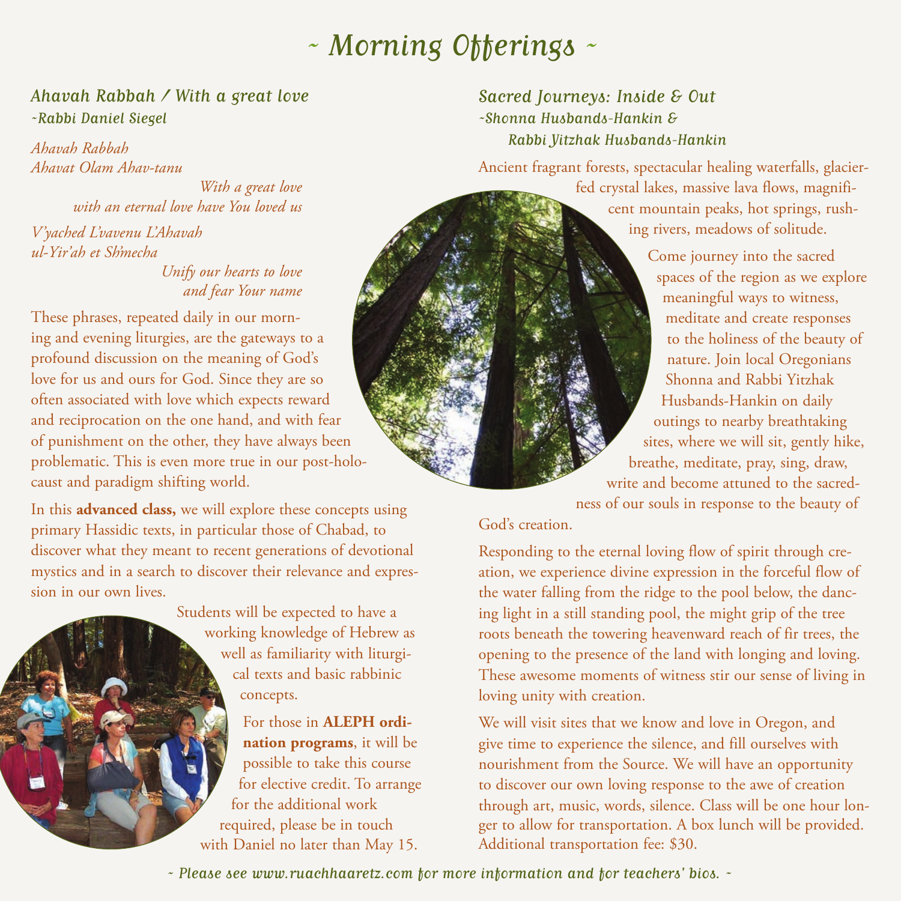# ~ Morning Offerings ~

## *Ahavah Rabbah / With a great love*

*~Rabbi Daniel Siegel*

*Ahavah Rabbah*
*Ahavat Olam Ahav-tanu*

*With a great love*
*with an eternal love have You loved us*

*V'yached L'vavenu L'Ahavah*
*ul-Yir'ah et Sh'mecha*

*Unify our hearts to love*
*and fear Your name*

These phrases, repeated daily in our morning and evening liturgies, are the gateways to a profound discussion on the meaning of God's love for us and ours for God. Since they are so often associated with love which expects reward and reciprocation on the one hand, and with fear of punishment on the other, they have always been problematic. This is even more true in our post-holocaust and paradigm shifting world.

In this **advanced class,** we will explore these concepts using primary Hassidic texts, in particular those of Chabad, to discover what they meant to recent generations of devotional mystics and in a search to discover their relevance and expression in our own lives.

Students will be expected to have a working knowledge of Hebrew as well as familiarity with liturgical texts and basic rabbinic concepts.

For those in **ALEPH ordination programs**, it will be possible to take this course for elective credit. To arrange for the additional work required, please be in touch with Daniel no later than May 15.

## *Sacred Journeys: Inside & Out*

*~Shonna Husbands-Hankin &*
*Rabbi Yitzhak Husbands-Hankin*

Ancient fragrant forests, spectacular healing waterfalls, glacier-fed crystal lakes, massive lava flows, magnificent mountain peaks, hot springs, rushing rivers, meadows of solitude.

Come journey into the sacred spaces of the region as we explore meaningful ways to witness, meditate and create responses to the holiness of the beauty of nature. Join local Oregonians Shonna and Rabbi Yitzhak Husbands-Hankin on daily outings to nearby breathtaking sites, where we will sit, gently hike, breathe, meditate, pray, sing, draw, write and become attuned to the sacredness of our souls in response to the beauty of God's creation.

Responding to the eternal loving flow of spirit through creation, we experience divine expression in the forceful flow of the water falling from the ridge to the pool below, the dancing light in a still standing pool, the might grip of the tree roots beneath the towering heavenward reach of fir trees, the opening to the presence of the land with longing and loving. These awesome moments of witness stir our sense of living in loving unity with creation.

We will visit sites that we know and love in Oregon, and give time to experience the silence, and fill ourselves with nourishment from the Source. We will have an opportunity to discover our own loving response to the awe of creation through art, music, words, silence. Class will be one hour longer to allow for transportation. A box lunch will be provided. Additional transportation fee: $30.

*~ Please see www.ruachhaaretz.com for more information and for teachers' bios. ~*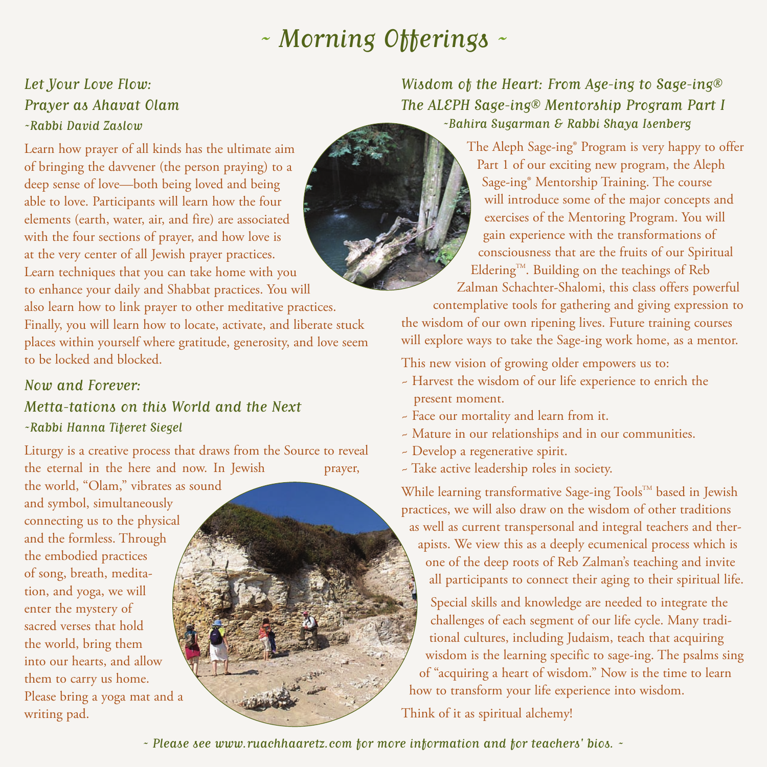# ~ Morning Offerings ~

## *Let Your Love Flow: Prayer as Ahavat Olam*

*~Rabbi David Zaslow*

Learn how prayer of all kinds has the ultimate aim of bringing the davvener (the person praying) to a deep sense of love—both being loved and being able to love. Participants will learn how the four elements (earth, water, air, and fire) are associated with the four sections of prayer, and how love is at the very center of all Jewish prayer practices. Learn techniques that you can take home with you to enhance your daily and Shabbat practices. You will also learn how to link prayer to other meditative practices. Finally, you will learn how to locate, activate, and liberate stuck places within yourself where gratitude, generosity, and love seem to be locked and blocked.

## *Now and Forever: Metta-tations on this World and the Next*

*~Rabbi Hanna Tiferet Siegel*

Liturgy is a creative process that draws from the Source to reveal the eternal in the here and now. In Jewish prayer, the world, "Olam," vibrates as sound and symbol, simultaneously connecting us to the physical and the formless. Through the embodied practices of song, breath, meditation, and yoga, we will enter the mystery of sacred verses that hold the world, bring them into our hearts, and allow them to carry us home. Please bring a yoga mat and a writing pad.

## *Wisdom of the Heart: From Age-ing to Sage-ing® The ALEPH Sage-ing® Mentorship Program Part I*

*~Bahira Sugarman & Rabbi Shaya Isenberg*

The Aleph Sage-ing® Program is very happy to offer Part 1 of our exciting new program, the Aleph Sage-ing® Mentorship Training. The course will introduce some of the major concepts and exercises of the Mentoring Program. You will gain experience with the transformations of consciousness that are the fruits of our Spiritual Eldering™. Building on the teachings of Reb Zalman Schachter-Shalomi, this class offers powerful contemplative tools for gathering and giving expression to the wisdom of our own ripening lives. Future training courses will explore ways to take the Sage-ing work home, as a mentor.

This new vision of growing older empowers us to:

- Harvest the wisdom of our life experience to enrich the present moment.
- Face our mortality and learn from it.
- Mature in our relationships and in our communities.
- Develop a regenerative spirit.
- Take active leadership roles in society.

While learning transformative Sage-ing Tools™ based in Jewish practices, we will also draw on the wisdom of other traditions as well as current transpersonal and integral teachers and therapists. We view this as a deeply ecumenical process which is one of the deep roots of Reb Zalman's teaching and invite all participants to connect their aging to their spiritual life.

Special skills and knowledge are needed to integrate the challenges of each segment of our life cycle. Many traditional cultures, including Judaism, teach that acquiring wisdom is the learning specific to sage-ing. The psalms sing of "acquiring a heart of wisdom." Now is the time to learn how to transform your life experience into wisdom.

Think of it as spiritual alchemy!

*~ Please see www.ruachhaaretz.com for more information and for teachers' bios. ~*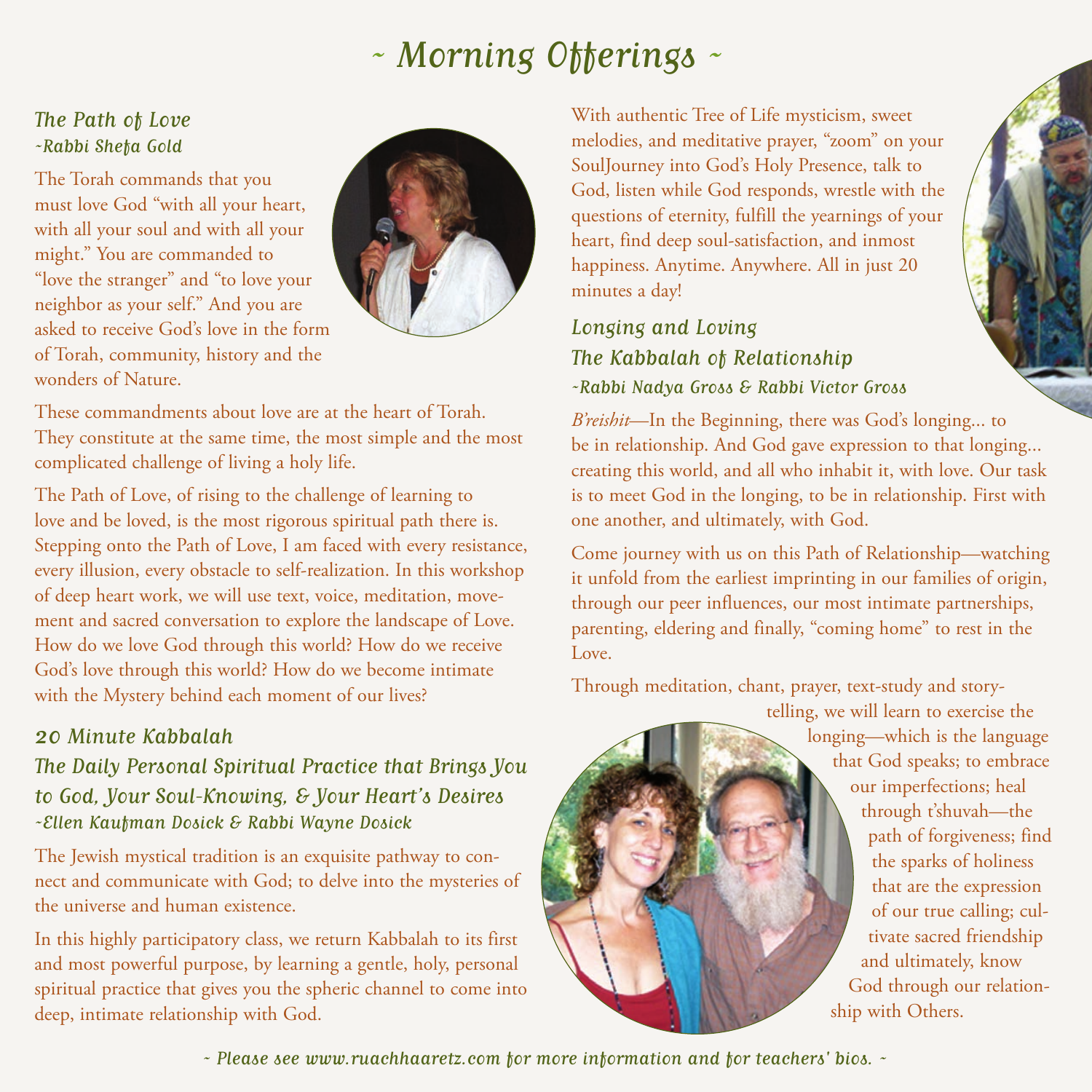# ~ Morning Offerings ~

## The Path of Love
*~Rabbi Shefa Gold*

The Torah commands that you must love God "with all your heart, with all your soul and with all your might." You are commanded to "love the stranger" and "to love your neighbor as your self." And you are asked to receive God's love in the form of Torah, community, history and the wonders of Nature.

These commandments about love are at the heart of Torah. They constitute at the same time, the most simple and the most complicated challenge of living a holy life.

The Path of Love, of rising to the challenge of learning to love and be loved, is the most rigorous spiritual path there is. Stepping onto the Path of Love, I am faced with every resistance, every illusion, every obstacle to self-realization. In this workshop of deep heart work, we will use text, voice, meditation, movement and sacred conversation to explore the landscape of Love. How do we love God through this world? How do we receive God's love through this world? How do we become intimate with the Mystery behind each moment of our lives?

## 20 Minute Kabbalah
## The Daily Personal Spiritual Practice that Brings You to God, Your Soul-Knowing, & Your Heart's Desires
*~Ellen Kaufman Dosick & Rabbi Wayne Dosick*

The Jewish mystical tradition is an exquisite pathway to connect and communicate with God; to delve into the mysteries of the universe and human existence.

In this highly participatory class, we return Kabbalah to its first and most powerful purpose, by learning a gentle, holy, personal spiritual practice that gives you the spheric channel to come into deep, intimate relationship with God.

With authentic Tree of Life mysticism, sweet melodies, and meditative prayer, "zoom" on your SoulJourney into God's Holy Presence, talk to God, listen while God responds, wrestle with the questions of eternity, fulfill the yearnings of your heart, find deep soul-satisfaction, and inmost happiness. Anytime. Anywhere. All in just 20 minutes a day!

## Longing and Loving
## The Kabbalah of Relationship
*~Rabbi Nadya Gross & Rabbi Victor Gross*

*B'reishit*—In the Beginning, there was God's longing... to be in relationship. And God gave expression to that longing... creating this world, and all who inhabit it, with love. Our task is to meet God in the longing, to be in relationship. First with one another, and ultimately, with God.

Come journey with us on this Path of Relationship—watching it unfold from the earliest imprinting in our families of origin, through our peer influences, our most intimate partnerships, parenting, eldering and finally, "coming home" to rest in the Love.

Through meditation, chant, prayer, text-study and storytelling, we will learn to exercise the longing—which is the language that God speaks; to embrace our imperfections; heal through t'shuvah—the path of forgiveness; find the sparks of holiness that are the expression of our true calling; cultivate sacred friendship and ultimately, know God through our relationship with Others.

*~ Please see www.ruachhaaretz.com for more information and for teachers' bios. ~*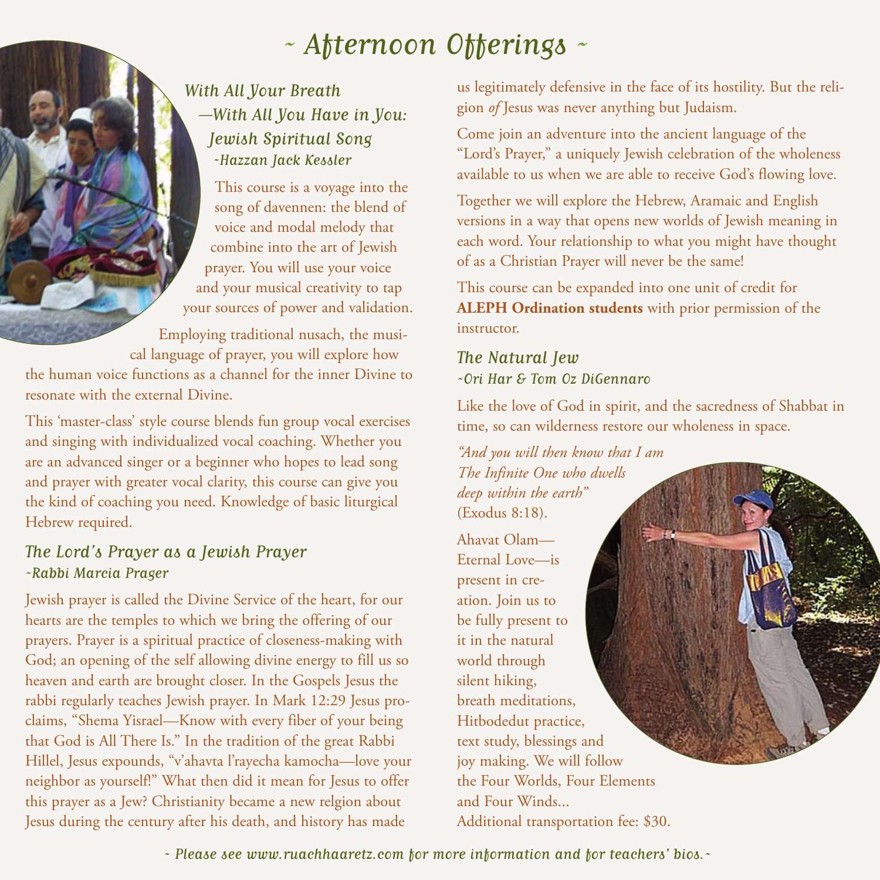# ~ Afternoon Offerings ~

## With All Your Breath —With All You Have in You: Jewish Spiritual Song

*~Hazzan Jack Kessler*

This course is a voyage into the song of davennen: the blend of voice and modal melody that combine into the art of Jewish prayer. You will use your voice and your musical creativity to tap your sources of power and validation.

Employing traditional nusach, the musical language of prayer, you will explore how the human voice functions as a channel for the inner Divine to resonate with the external Divine.

This 'master-class' style course blends fun group vocal exercises and singing with individualized vocal coaching. Whether you are an advanced singer or a beginner who hopes to lead song and prayer with greater vocal clarity, this course can give you the kind of coaching you need. Knowledge of basic liturgical Hebrew required.

## The Lord's Prayer as a Jewish Prayer

*~Rabbi Marcia Prager*

Jewish prayer is called the Divine Service of the heart, for our hearts are the temples to which we bring the offering of our prayers. Prayer is a spiritual practice of closeness-making with God; an opening of the self allowing divine energy to fill us so heaven and earth are brought closer. In the Gospels Jesus the rabbi regularly teaches Jewish prayer. In Mark 12:29 Jesus proclaims, "Shema Yisrael—Know with every fiber of your being that God is All There Is." In the tradition of the great Rabbi Hillel, Jesus expounds, "v'ahavta l'rayecha kamocha—love your neighbor as yourself!" What then did it mean for Jesus to offer this prayer as a Jew? Christianity became a new relgion about Jesus during the century after his death, and history has made us legitimately defensive in the face of its hostility. But the religion *of* Jesus was never anything but Judaism.

Come join an adventure into the ancient language of the "Lord's Prayer," a uniquely Jewish celebration of the wholeness available to us when we are able to receive God's flowing love.

Together we will explore the Hebrew, Aramaic and English versions in a way that opens new worlds of Jewish meaning in each word. Your relationship to what you might have thought of as a Christian Prayer will never be the same!

This course can be expanded into one unit of credit for **ALEPH Ordination students** with prior permission of the instructor.

## The Natural Jew

*~Ori Har & Tom Oz DiGennaro*

Like the love of God in spirit, and the sacredness of Shabbat in time, so can wilderness restore our wholeness in space.

*"And you will then know that I am The Infinite One who dwells deep within the earth"* (Exodus 8:18).

Ahavat Olam—Eternal Love—is present in creation. Join us to be fully present to it in the natural world through silent hiking, breath meditations, Hitbodedut practice, text study, blessings and joy making. We will follow the Four Worlds, Four Elements and Four Winds...

Additional transportation fee: $30.

*~ Please see www.ruachhaaretz.com for more information and for teachers' bios.~*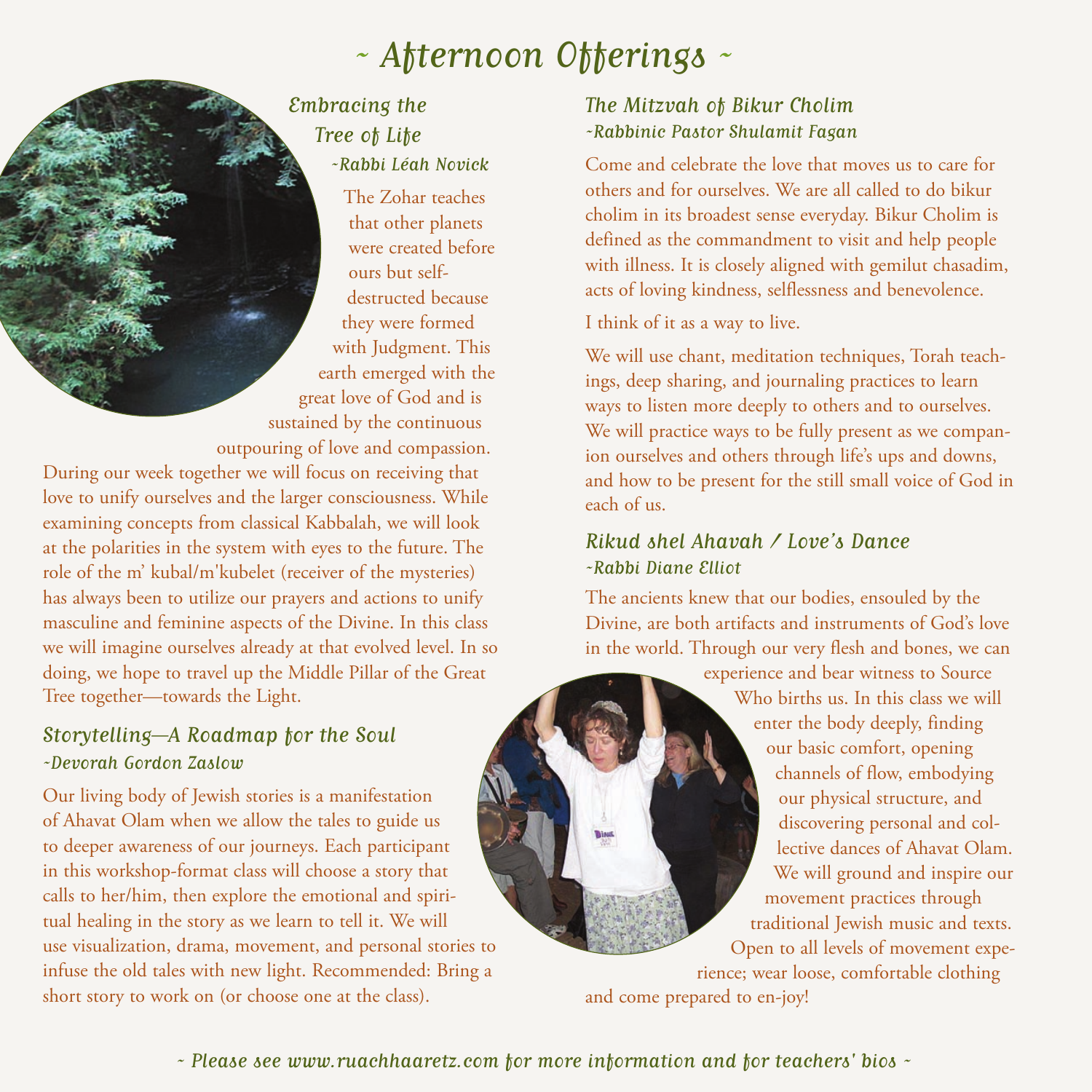# ~ Afternoon Offerings ~

## Embracing the Tree of Life

*~Rabbi Léah Novick*

The Zohar teaches that other planets were created before ours but self-destructed because they were formed with Judgment. This earth emerged with the great love of God and is sustained by the continuous outpouring of love and compassion. During our week together we will focus on receiving that love to unify ourselves and the larger consciousness. While examining concepts from classical Kabbalah, we will look at the polarities in the system with eyes to the future. The role of the m' kubal/m'kubelet (receiver of the mysteries) has always been to utilize our prayers and actions to unify masculine and feminine aspects of the Divine. In this class we will imagine ourselves already at that evolved level. In so doing, we hope to travel up the Middle Pillar of the Great Tree together—towards the Light.

## Storytelling—A Roadmap for the Soul

*~Devorah Gordon Zaslow*

Our living body of Jewish stories is a manifestation of Ahavat Olam when we allow the tales to guide us to deeper awareness of our journeys. Each participant in this workshop-format class will choose a story that calls to her/him, then explore the emotional and spiritual healing in the story as we learn to tell it. We will use visualization, drama, movement, and personal stories to infuse the old tales with new light. Recommended: Bring a short story to work on (or choose one at the class).

## The Mitzvah of Bikur Cholim

*~Rabbinic Pastor Shulamit Fagan*

Come and celebrate the love that moves us to care for others and for ourselves. We are all called to do bikur cholim in its broadest sense everyday. Bikur Cholim is defined as the commandment to visit and help people with illness. It is closely aligned with gemilut chasadim, acts of loving kindness, selflessness and benevolence.

I think of it as a way to live.

We will use chant, meditation techniques, Torah teachings, deep sharing, and journaling practices to learn ways to listen more deeply to others and to ourselves. We will practice ways to be fully present as we companion ourselves and others through life's ups and downs, and how to be present for the still small voice of God in each of us.

## Rikud shel Ahavah / Love's Dance

*~Rabbi Diane Elliot*

The ancients knew that our bodies, ensouled by the Divine, are both artifacts and instruments of God's love in the world. Through our very flesh and bones, we can experience and bear witness to Source Who births us. In this class we will enter the body deeply, finding our basic comfort, opening channels of flow, embodying our physical structure, and discovering personal and collective dances of Ahavat Olam. We will ground and inspire our movement practices through traditional Jewish music and texts. Open to all levels of movement experience; wear loose, comfortable clothing and come prepared to en-joy!

*~ Please see www.ruachhaaretz.com for more information and for teachers' bios ~*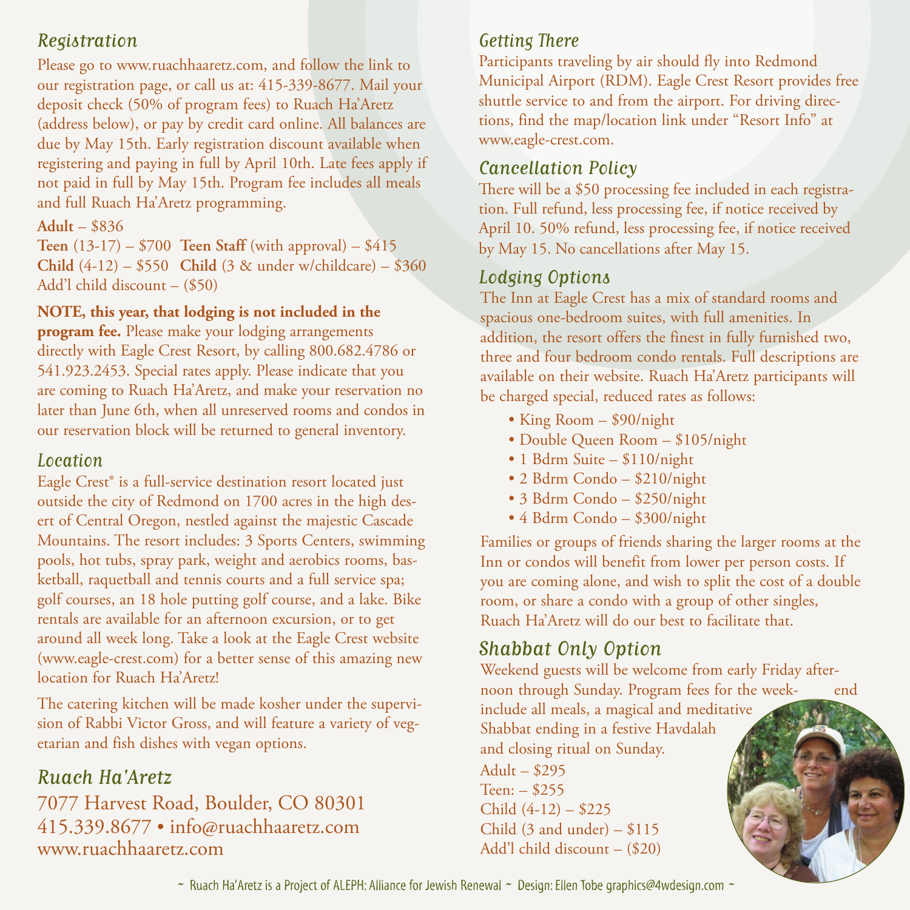## Registration

Please go to www.ruachhaaretz.com, and follow the link to our registration page, or call us at: 415-339-8677. Mail your deposit check (50% of program fees) to Ruach Ha'Aretz (address below), or pay by credit card online. All balances are due by May 15th. Early registration discount available when registering and paying in full by April 10th. Late fees apply if not paid in full by May 15th. Program fee includes all meals and full Ruach Ha'Aretz programming.

**Adult** – $836
**Teen** (13-17) – $700 **Teen Staff** (with approval) – $415
**Child** (4-12) – $550 **Child** (3 & under w/childcare) – $360
Add'l child discount – ($50)

**NOTE, this year, that lodging is not included in the program fee.** Please make your lodging arrangements directly with Eagle Crest Resort, by calling 800.682.4786 or 541.923.2453. Special rates apply. Please indicate that you are coming to Ruach Ha'Aretz, and make your reservation no later than June 6th, when all unreserved rooms and condos in our reservation block will be returned to general inventory.

## Location

Eagle Crest® is a full-service destination resort located just outside the city of Redmond on 1700 acres in the high desert of Central Oregon, nestled against the majestic Cascade Mountains. The resort includes: 3 Sports Centers, swimming pools, hot tubs, spray park, weight and aerobics rooms, basketball, raquetball and tennis courts and a full service spa; golf courses, an 18 hole putting golf course, and a lake. Bike rentals are available for an afternoon excursion, or to get around all week long. Take a look at the Eagle Crest website (www.eagle-crest.com) for a better sense of this amazing new location for Ruach Ha'Aretz!

The catering kitchen will be made kosher under the supervision of Rabbi Victor Gross, and will feature a variety of vegetarian and fish dishes with vegan options.

## Ruach Ha'Aretz

7077 Harvest Road, Boulder, CO 80301
415.339.8677 • info@ruachhaaretz.com
www.ruachhaaretz.com

## Getting There

Participants traveling by air should fly into Redmond Municipal Airport (RDM). Eagle Crest Resort provides free shuttle service to and from the airport. For driving directions, find the map/location link under "Resort Info" at www.eagle-crest.com.

## Cancellation Policy

There will be a $50 processing fee included in each registration. Full refund, less processing fee, if notice received by April 10. 50% refund, less processing fee, if notice received by May 15. No cancellations after May 15.

## Lodging Options

The Inn at Eagle Crest has a mix of standard rooms and spacious one-bedroom suites, with full amenities. In addition, the resort offers the finest in fully furnished two, three and four bedroom condo rentals. Full descriptions are available on their website. Ruach Ha'Aretz participants will be charged special, reduced rates as follows:

- King Room – $90/night
- Double Queen Room – $105/night
- 1 Bdrm Suite – $110/night
- 2 Bdrm Condo – $210/night
- 3 Bdrm Condo – $250/night
- 4 Bdrm Condo – $300/night

Families or groups of friends sharing the larger rooms at the Inn or condos will benefit from lower per person costs. If you are coming alone, and wish to split the cost of a double room, or share a condo with a group of other singles, Ruach Ha'Aretz will do our best to facilitate that.

## Shabbat Only Option

Weekend guests will be welcome from early Friday afternoon through Sunday. Program fees for the weekend include all meals, a magical and meditative Shabbat ending in a festive Havdalah and closing ritual on Sunday.

Adult – $295
Teen: – $255
Child (4-12) – $225
Child (3 and under) – $115
Add'l child discount – ($20)

~ Ruach Ha'Aretz is a Project of ALEPH: Alliance for Jewish Renewal ~ Design: Ellen Tobe graphics@4wdesign.com ~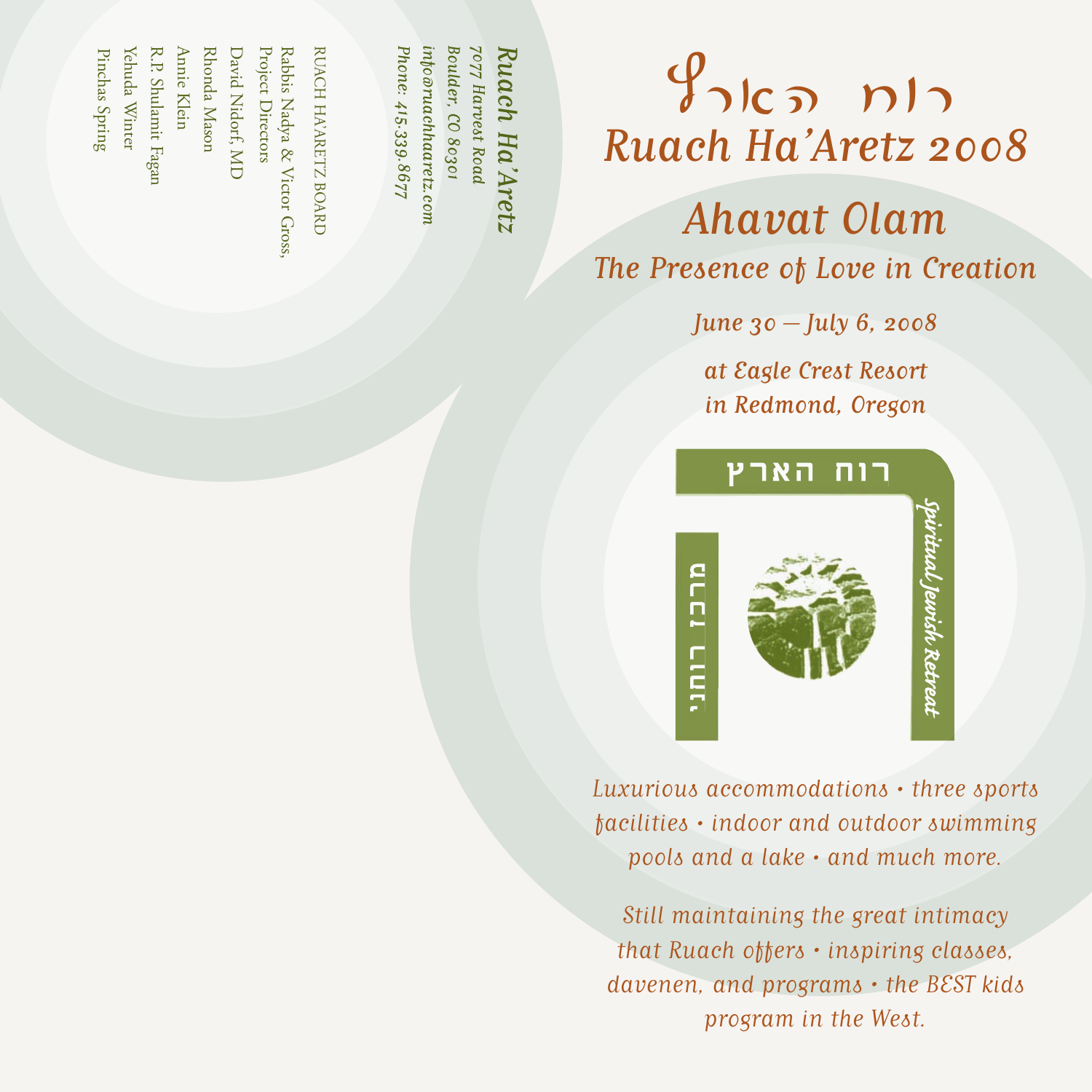**Ruach Ha'Aretz**

*7077 Harvest Road*
*Boulder, CO 80301*
*info@ruachhaaretz.com*
*Phone: 415.339.8677*

RUACH HA'ARETZ BOARD

Rabbis Nadya & Victor Gross, Project Directors
David Nidorf, MD
Rhonda Mason
Annie Klein
R.P. Shulamit Fagan
Yehuda Winter
Pinchas Spring

# רוח הארץ
# Ruach Ha'Aretz 2008

## Ahavat Olam

### The Presence of Love in Creation

*June 30 — July 6, 2008*

*at Eagle Crest Resort*
*in Redmond, Oregon*

רוח הארץ

יחוד גדול

Spiritual Jewish Retreat

*Luxurious accommodations • three sports facilities • indoor and outdoor swimming pools and a lake • and much more.*

*Still maintaining the great intimacy that Ruach offers • inspiring classes, davenen, and programs • the BEST kids program in the West.*